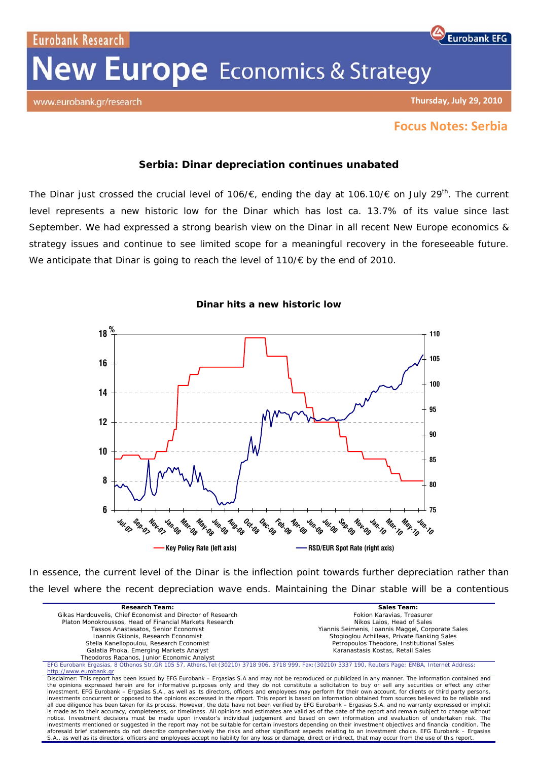Eurobank Research

# New Europe Economics & Strategy

www.eurobank.gr/research

Thursday, July 29, 2010

## Focus Notes: Serbia

### Serbia: Dinar depreciation continues unabated

The Dinar just crossed the crucial level of 106/€, ending the day at 106.10/€ on July 29th. The current level represents a new historic low for the Dinar which has lost ca. 13.7% of its value since last September. We had expressed a strong bearish view on the Dinar in all recent New Europe economics & strategy issues and continue to see limited scope for a meaningful recovery in the foreseeable future. We anticipate that Dinar is going to reach the level of 110/€ by the end of 2010.

**Dinar hits a new historic low**

Key Policy Rate (left axis) — RSD/EUR Spot Rate (right axis)

In essence, the current level of the Dinar is the inflection point towards further depreciation rather than the level where the recent depreciation wave ends. Maintaining the Dinar stable will be a contentious

**Research Team:**
Gikas Hardouvelis, Chief Economist and Director of Research
Platon Monokroussos, Head of Financial Markets Research
Tassos Anastasatos, Senior Economist
Ioannis Gkionis, Research Economist
Stella Kanellopoulou, Research Economist
Galatia Phoka, Emerging Markets Analyst
Theodoros Rapanos, Junior Economic Analyst

**Sales Team:**
Fokion Karavias, Treasurer
Nikos Laios, Head of Sales
Yiannis Seimenis, Ioannis Maggel, Corporate Sales
Stogioglou Achilleas, Private Banking Sales
Petropoulos Theodore, Institutional Sales
Karanastasis Kostas, Retail Sales

EFG Eurobank Ergasias, 8 Othonos Str,GR 105 57, Athens,Tel:(30210) 3718 906, 3718 999, Fax:(30210) 3337 190, Reuters Page: EMBA, Internet Address: http://www.eurobank.gr

Disclaimer: This report has been issued by EFG Eurobank – Ergasias S.A and may not be reproduced or publicized in any manner. The information contained and the opinions expressed herein are for informative purposes only and they do not constitute a solicitation to buy or sell any securities or effect any other investment. EFG Eurobank – Ergasias S.A., as well as its directors, officers and employees may perform for their own account, for clients or third party persons, investments concurrent or opposed to the opinions expressed in the report. This report is based on information obtained from sources believed to be reliable and all due diligence has been taken for its process. However, the data have not been verified by EFG Eurobank – Ergasias S.A. and no warranty expressed or implicit is made as to their accuracy, completeness, or timeliness. All opinions and estimates are valid as of the date of the report and remain subject to change without notice. Investment decisions must be made upon investor's individual judgement and based on own information and evaluation of undertaken risk. The investments mentioned or suggested in the report may not be suitable for certain investors depending on their investment objectives and financial condition. The aforesaid brief statements do not describe comprehensively the risks and other significant aspects relating to an investment choice. EFG Eurobank – Ergasias S.A., as well as its directors, officers and employees accept no liability for any loss or damage, direct or indirect, that may occur from the use of this report.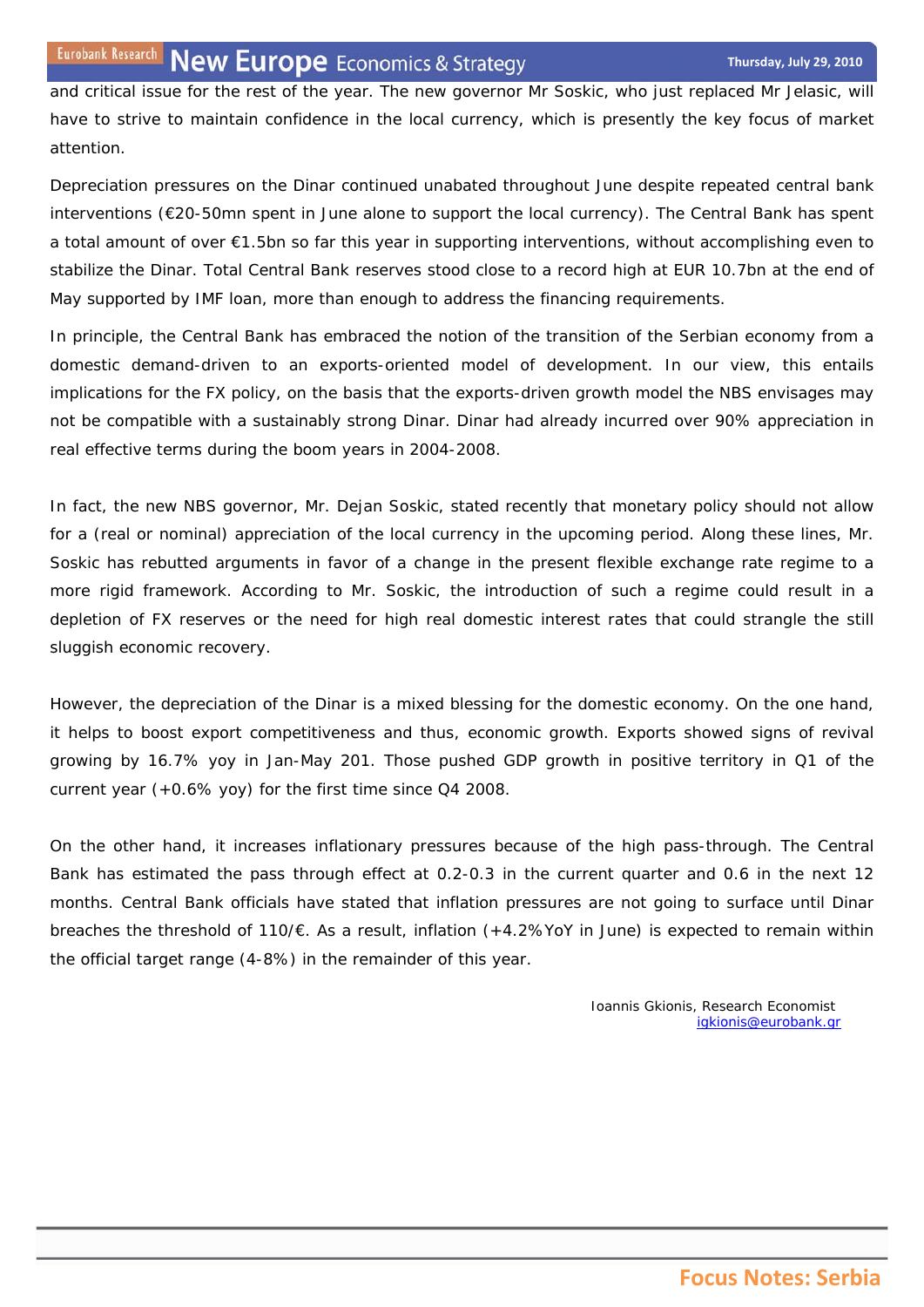and critical issue for the rest of the year. The new governor Mr Soskic, who just replaced Mr Jelasic, will have to strive to maintain confidence in the local currency, which is presently the key focus of market attention.

Depreciation pressures on the Dinar continued unabated throughout June despite repeated central bank interventions (€20-50mn spent in June alone to support the local currency). The Central Bank has spent a total amount of over €1.5bn so far this year in supporting interventions, without accomplishing even to stabilize the Dinar. Total Central Bank reserves stood close to a record high at EUR 10.7bn at the end of May supported by IMF loan, more than enough to address the financing requirements.

In principle, the Central Bank has embraced the notion of the transition of the Serbian economy from a domestic demand-driven to an exports-oriented model of development. In our view, this entails implications for the FX policy, on the basis that the exports-driven growth model the NBS envisages may not be compatible with a sustainably strong Dinar. Dinar had already incurred over 90% appreciation in real effective terms during the boom years in 2004-2008.

In fact, the new NBS governor, Mr. Dejan Soskic, stated recently that monetary policy should not allow for a (real or nominal) appreciation of the local currency in the upcoming period. Along these lines, Mr. Soskic has rebutted arguments in favor of a change in the present flexible exchange rate regime to a more rigid framework. According to Mr. Soskic, the introduction of such a regime could result in a depletion of FX reserves or the need for high real domestic interest rates that could strangle the still sluggish economic recovery.

However, the depreciation of the Dinar is a mixed blessing for the domestic economy. On the one hand, it helps to boost export competitiveness and thus, economic growth. Exports showed signs of revival growing by 16.7% yoy in Jan-May 201. Those pushed GDP growth in positive territory in Q1 of the current year (+0.6% yoy) for the first time since Q4 2008.

On the other hand, it increases inflationary pressures because of the high pass-through. The Central Bank has estimated the pass through effect at 0.2-0.3 in the current quarter and 0.6 in the next 12 months. Central Bank officials have stated that inflation pressures are not going to surface until Dinar breaches the threshold of 110/€. As a result, inflation (+4.2%YoY in June) is expected to remain within the official target range (4-8%) in the remainder of this year.

Ioannis Gkionis, Research Economist
igkionis@eurobank.gr